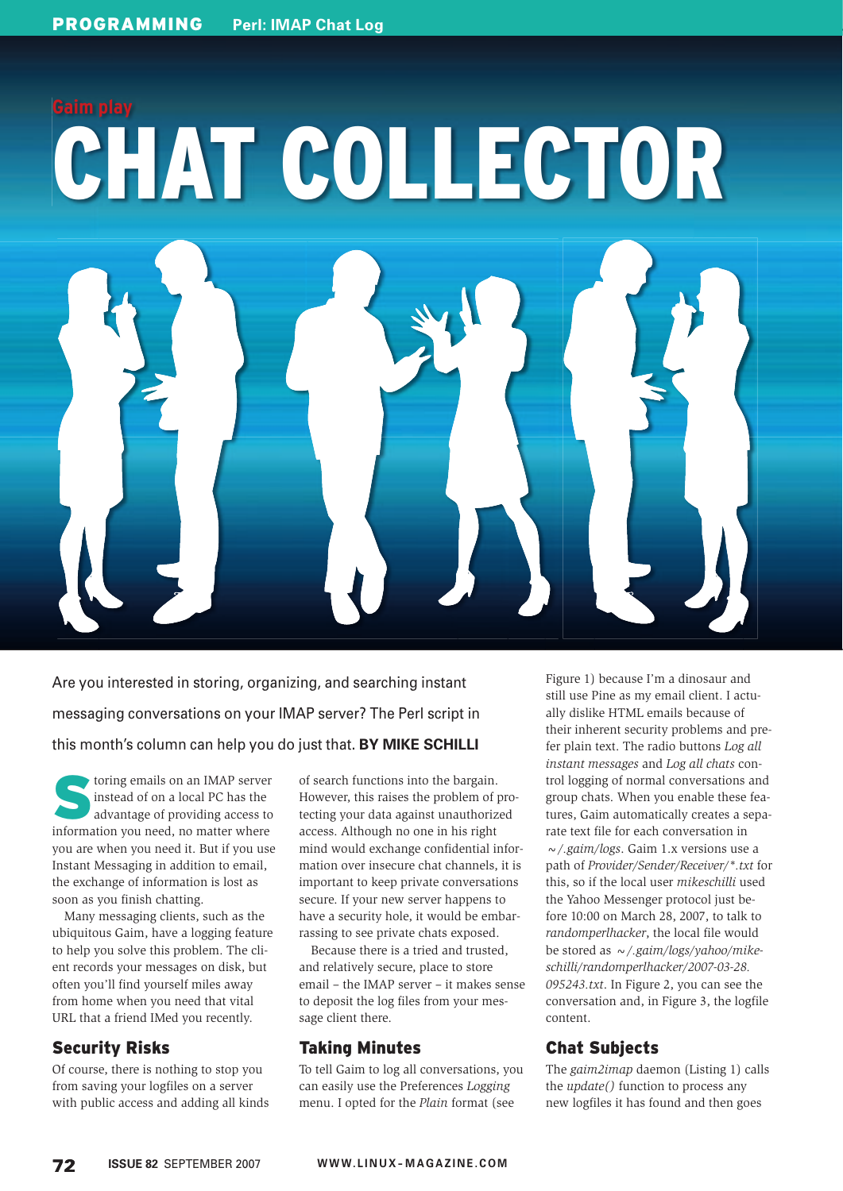Gaim play

# CHAT COLLECTOR

Are you interested in storing, organizing, and searching instant messaging conversations on your IMAP server? The Perl script in this month's column can help you do just that. **BY MIKE SCHILLI**

Storing emails on an IMAP server instead of on a local PC has the advantage of providing access to information you need, no matter where you are when you need it. But if you use Instant Messaging in addition to email, the exchange of information is lost as soon as you finish chatting.

Many messaging clients, such as the ubiquitous Gaim, have a logging feature to help you solve this problem. The client records your messages on disk, but often you'll find yourself miles away from home when you need that vital URL that a friend IMed you recently.

## Security Risks

Of course, there is nothing to stop you from saving your logfiles on a server with public access and adding all kinds of search functions into the bargain. However, this raises the problem of protecting your data against unauthorized access. Although no one in his right mind would exchange confidential information over insecure chat channels, it is important to keep private conversations secure. If your new server happens to have a security hole, it would be embarrassing to see private chats exposed.

Because there is a tried and trusted, and relatively secure, place to store email – the IMAP server – it makes sense to deposit the log files from your message client there.

## Taking Minutes

To tell Gaim to log all conversations, you can easily use the Preferences *Logging* menu. I opted for the *Plain* format (see Figure 1) because I'm a dinosaur and still use Pine as my email client. I actually dislike HTML emails because of their inherent security problems and prefer plain text. The radio buttons *Log all instant messages* and *Log all chats* control logging of normal conversations and group chats. When you enable these features, Gaim automatically creates a separate text file for each conversation in *~/.gaim/logs*. Gaim 1.x versions use a path of *Provider/Sender/Receiver/*.txt* for this, so if the local user *mikeschilli* used the Yahoo Messenger protocol just before 10:00 on March 28, 2007, to talk to *randomperlhacker*, the local file would be stored as *~/.gaim/logs/yahoo/mikeschilli/randomperlhacker/2007-03-28.095243.txt*. In Figure 2, you can see the conversation and, in Figure 3, the logfile content.

## Chat Subjects

The *gaim2imap* daemon (Listing 1) calls the *update()* function to process any new logfiles it has found and then goes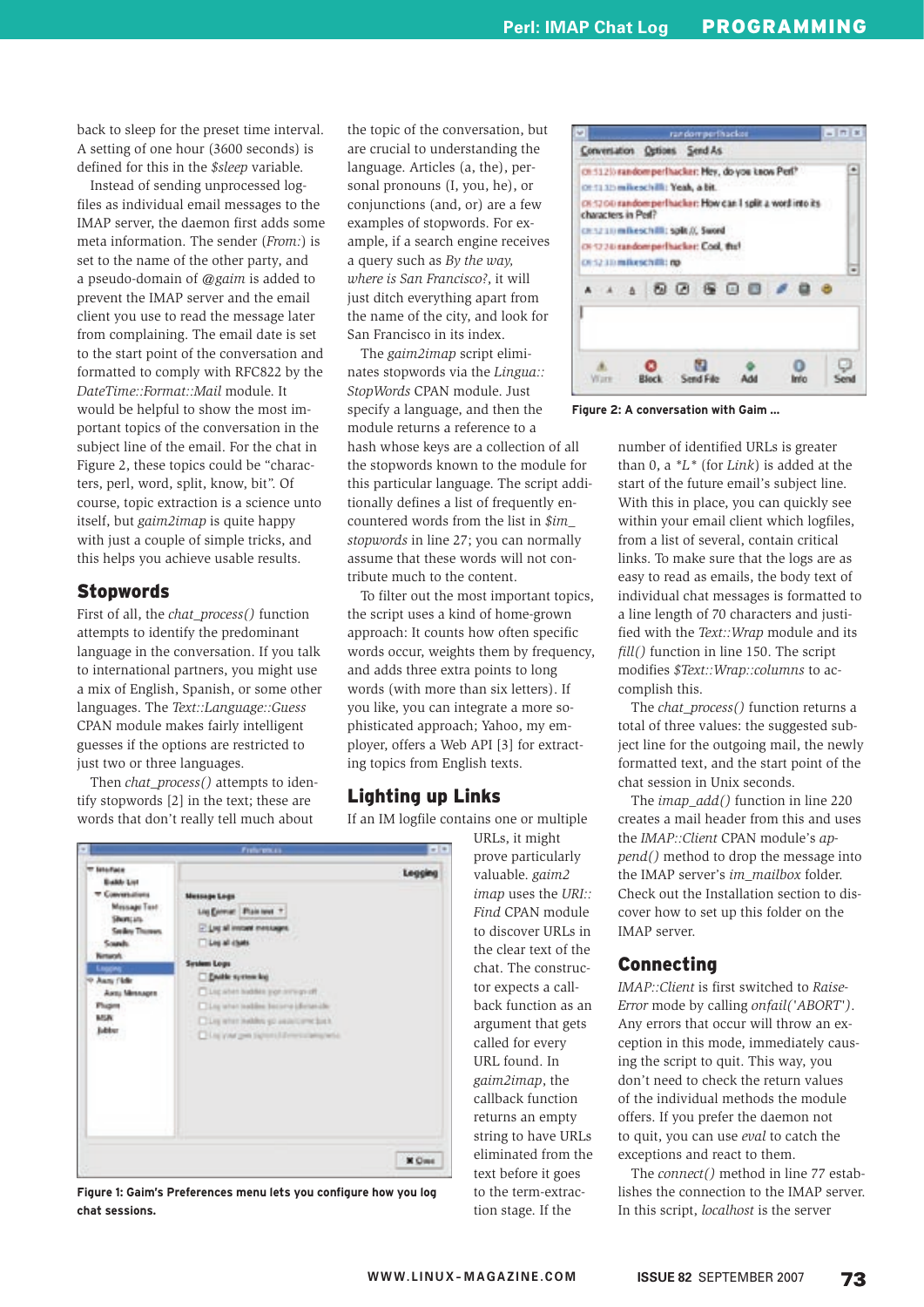back to sleep for the preset time interval. A setting of one hour (3600 seconds) is defined for this in the *$sleep* variable.

Instead of sending unprocessed logfiles as individual email messages to the IMAP server, the daemon first adds some meta information. The sender (*From:*) is set to the name of the other party, and a pseudo-domain of *@gaim* is added to prevent the IMAP server and the email client you use to read the message later from complaining. The email date is set to the start point of the conversation and formatted to comply with RFC822 by the *DateTime::Format::Mail* module. It would be helpful to show the most important topics of the conversation in the subject line of the email. For the chat in Figure 2, these topics could be "characters, perl, word, split, know, bit". Of course, topic extraction is a science unto itself, but *gaim2imap* is quite happy with just a couple of simple tricks, and this helps you achieve usable results.

## Stopwords

First of all, the *chat_process()* function attempts to identify the predominant language in the conversation. If you talk to international partners, you might use a mix of English, Spanish, or some other languages. The *Text::Language::Guess* CPAN module makes fairly intelligent guesses if the options are restricted to just two or three languages.

Then *chat_process()* attempts to identify stopwords [2] in the text; these are words that don't really tell much about the topic of the conversation, but are crucial to understanding the language. Articles (a, the), personal pronouns (I, you, he), or conjunctions (and, or) are a few examples of stopwords. For example, if a search engine receives a query such as *By the way, where is San Francisco?*, it will just ditch everything apart from the name of the city, and look for San Francisco in its index.

The *gaim2imap* script eliminates stopwords via the *Lingua::StopWords* CPAN module. Just specify a language, and then the module returns a reference to a hash whose keys are a collection of all the stopwords known to the module for this particular language. The script additionally defines a list of frequently encountered words from the list in *$im_stopwords* in line 27; you can normally assume that these words will not contribute much to the content.

To filter out the most important topics, the script uses a kind of home-grown approach: It counts how often specific words occur, weights them by frequency, and adds three extra points to long words (with more than six letters). If you like, you can integrate a more sophisticated approach; Yahoo, my employer, offers a Web API [3] for extracting topics from English texts.

## Lighting up Links

If an IM logfile contains one or multiple URLs, it might prove particularly valuable. *gaim2imap* uses the *URI::Find* CPAN module to discover URLs in the clear text of the chat. The constructor expects a callback function as an argument that gets called for every URL found. In *gaim2imap*, the callback function returns an empty string to have URLs eliminated from the text before it goes to the term-extraction stage. If the number of identified URLs is greater than 0, a *\*L\** (for *Link*) is added at the start of the future email's subject line. With this in place, you can quickly see within your email client which logfiles, from a list of several, contain critical links. To make sure that the logs are as easy to read as emails, the body text of individual chat messages is formatted to a line length of 70 characters and justified with the *Text::Wrap* module and its *fill()* function in line 150. The script modifies *$Text::Wrap::columns* to accomplish this.

Figure 1: Gaim's Preferences menu lets you configure how you log chat sessions.

Figure 2: A conversation with Gaim ...

The *chat_process()* function returns a total of three values: the suggested subject line for the outgoing mail, the newly formatted text, and the start point of the chat session in Unix seconds.

The *imap_add()* function in line 220 creates a mail header from this and uses the *IMAP::Client* CPAN module's *append()* method to drop the message into the IMAP server's *im_mailbox* folder. Check out the Installation section to discover how to set up this folder on the IMAP server.

## Connecting

*IMAP::Client* is first switched to *RaiseError* mode by calling *onfail('ABORT')*. Any errors that occur will throw an exception in this mode, immediately causing the script to quit. This way, you don't need to check the return values of the individual methods the module offers. If you prefer the daemon not to quit, you can use *eval* to catch the exceptions and react to them.

The *connect()* method in line 77 establishes the connection to the IMAP server. In this script, *localhost* is the server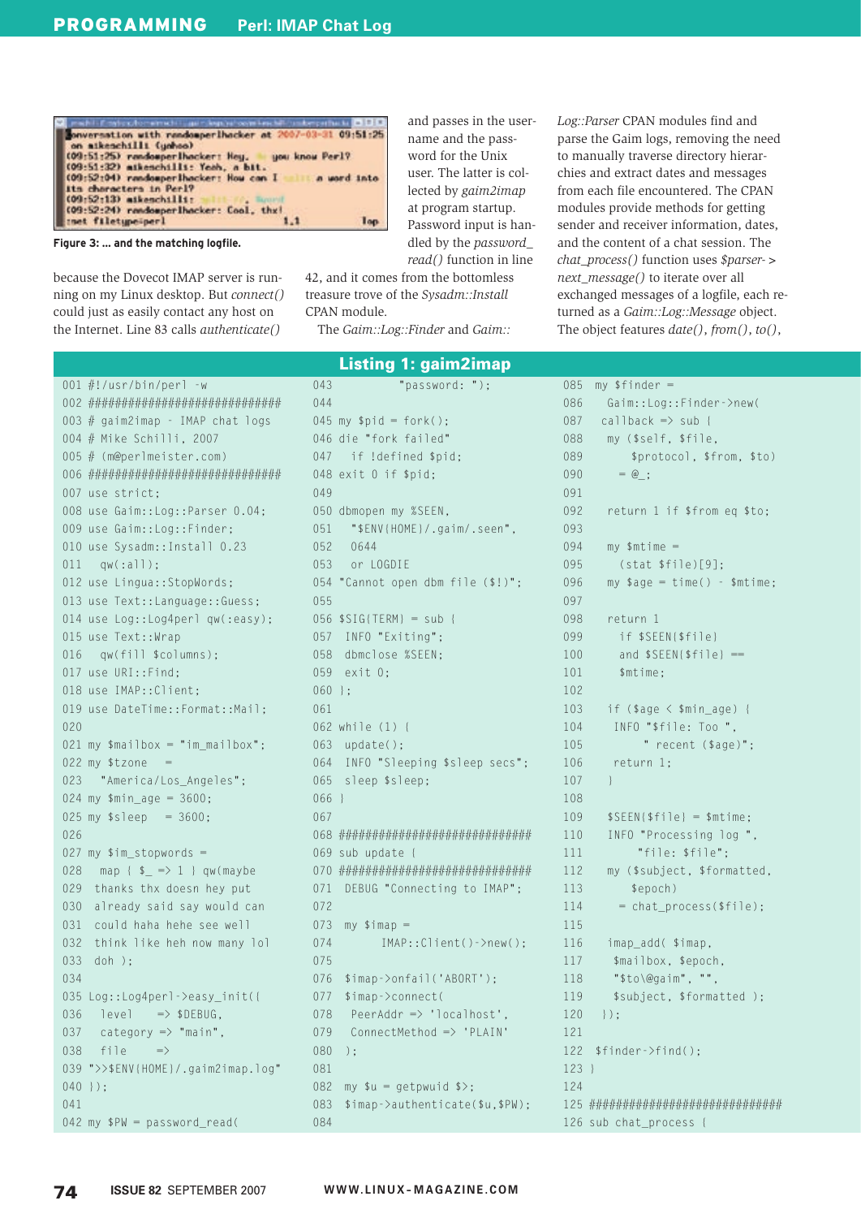Figure 3: ... and the matching logfile.

because the Dovecot IMAP server is running on my Linux desktop. But *connect()* could just as easily contact any host on the Internet. Line 83 calls *authenticate()* and passes in the username and the password for the Unix user. The latter is collected by *gaim2imap* at program startup. Password input is handled by the *password_read()* function in line 42, and it comes from the bottomless treasure trove of the *Sysadm::Install* CPAN module.

The *Gaim::Log::Finder* and *Gaim::Log::Parser* CPAN modules find and parse the Gaim logs, removing the need to manually traverse directory hierarchies and extract dates and messages from each file encountered. The CPAN modules provide methods for getting sender and receiver information, dates, and the content of a chat session. The *chat_process()* function uses *$parser->next_message()* to iterate over all exchanged messages of a logfile, each returned as a *Gaim::Log::Message* object. The object features *date()*, *from()*, *to()*,

## Listing 1: gaim2imap

```
001 #!/usr/bin/perl -w
002 ###############################
003 # gaim2imap - IMAP chat logs
004 # Mike Schilli, 2007
005 # (m@perlmeister.com)
006 ###############################
007 use strict;
008 use Gaim::Log::Parser 0.04;
009 use Gaim::Log::Finder;
010 use Sysadm::Install 0.23
011   qw(:all);
012 use Lingua::StopWords;
013 use Text::Language::Guess;
014 use Log::Log4perl qw(:easy);
015 use Text::Wrap
016   qw(fill $columns);
017 use URI::Find;
018 use IMAP::Client;
019 use DateTime::Format::Mail;
020
021 my $mailbox = "im_mailbox";
022 my $tzone   =
023   "America/Los_Angeles";
024 my $min_age = 3600;
025 my $sleep   = 3600;
026
027 my $im_stopwords =
028   map { $_ => 1 } qw(maybe
029   thanks thx doesn hey put
030   already said say would can
031   could haha hehe see well
032   think like heh now many lol
033   doh );
034
035 Log::Log4perl->easy_init({
036   level    => $DEBUG,
037   category => "main",
038   file     =>
039 ">>$ENV{HOME}/.gaim2imap.log"
040 });
041
042 my $PW = password_read(
043           "password: ");
044
045 my $pid = fork();
046 die "fork failed"
047   if !defined $pid;
048 exit 0 if $pid;
049
050 dbmopen my %SEEN,
051   "$ENV{HOME}/.gaim/.seen",
052   0644
053   or LOGDIE
054 "Cannot open dbm file ($!)";
055
056 $SIG{TERM} = sub {
057   INFO "Exiting";
058   dbmclose %SEEN;
059   exit 0;
060 };
061
062 while (1) {
063   update();
064   INFO "Sleeping $sleep secs";
065   sleep $sleep;
066 }
067
068 ###############################
069 sub update {
070 ###############################
071   DEBUG "Connecting to IMAP";
072
073   my $imap =
074         IMAP::Client()->new();
075
076   $imap->onfail('ABORT');
077   $imap->connect(
078     PeerAddr => 'localhost',
079     ConnectMethod => 'PLAIN'
080   );
081
082   my $u = getpwuid $>;
083   $imap->authenticate($u,$PW);
084
085   my $finder =
086     Gaim::Log::Finder->new(
087   callback => sub {
088     my ($self, $file,
089         $protocol, $from, $to)
090       = @_;
091
092     return 1 if $from eq $to;
093
094     my $mtime =
095       (stat $file)[9];
096     my $age = time() - $mtime;
097
098     return 1
099       if $SEEN{$file}
100       and $SEEN{$file} ==
101       $mtime;
102
103     if ($age < $min_age) {
104      INFO "$file: Too ",
105           " recent ($age)";
106      return 1;
107     }
108
109     $SEEN{$file} = $mtime;
110     INFO "Processing log ",
111          "file: $file";
112     my ($subject, $formatted,
113       $epoch)
114       = chat_process($file);
115
116     imap_add( $imap,
117      $mailbox, $epoch,
118      "$to\@gaim", "",
119      $subject, $formatted );
120   });
121
122   $finder->find();
123 }
124
125 ###############################
126 sub chat_process {
```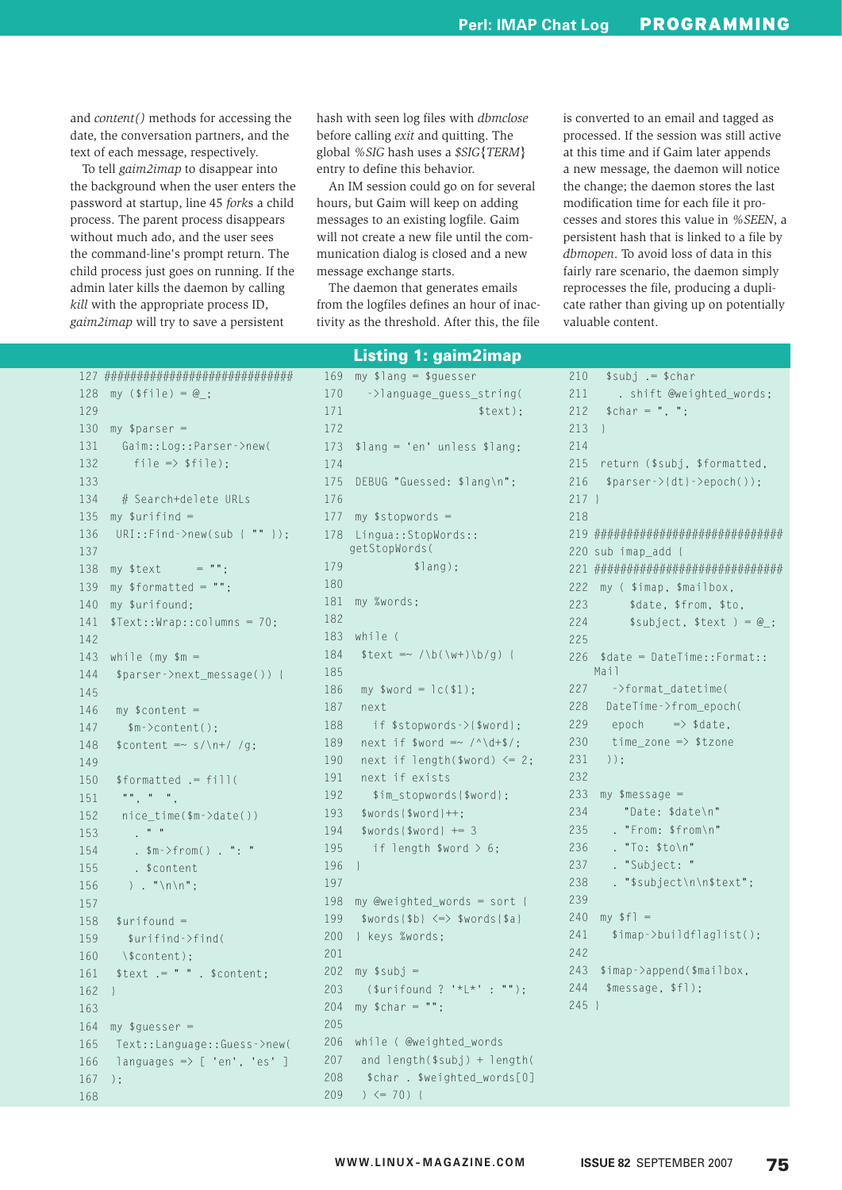and *content()* methods for accessing the date, the conversation partners, and the text of each message, respectively.

To tell *gaim2imap* to disappear into the background when the user enters the password at startup, line 45 *forks* a child process. The parent process disappears without much ado, and the user sees the command-line's prompt return. The child process just goes on running. If the admin later kills the daemon by calling *kill* with the appropriate process ID, *gaim2imap* will try to save a persistent hash with seen log files with *dbmclose* before calling *exit* and quitting. The global *%SIG* hash uses a *$SIG{TERM}* entry to define this behavior.

An IM session could go on for several hours, but Gaim will keep on adding messages to an existing logfile. Gaim will not create a new file until the communication dialog is closed and a new message exchange starts.

The daemon that generates emails from the logfiles defines an hour of inactivity as the threshold. After this, the file is converted to an email and tagged as processed. If the session was still active at this time and if Gaim later appends a new message, the daemon will notice the change; the daemon stores the last modification time for each file it processes and stores this value in *%SEEN*, a persistent hash that is linked to a file by *dbmopen*. To avoid loss of data in this fairly rare scenario, the daemon simply reprocesses the file, producing a duplicate rather than giving up on potentially valuable content.

## Listing 1: gaim2imap

```
127 ###############################
128 my ($file) = @_;
129
130 my $parser =
131   Gaim::Log::Parser->new(
132     file => $file);
133
134   # Search+delete URLs
135 my $urifind =
136   URI::Find->new(sub { "" });
137
138 my $text      = "";
139 my $formatted = "";
140 my $urifound;
141 $Text::Wrap::columns = 70;
142
143 while (my $m =
144   $parser->next_message()) {
145
146   my $content =
147     $m->content();
148   $content =~ s/\n+/ /g;
149
150   $formatted .= fill(
151    "", " ",
152    nice_time($m->date())
153     . " "
154     . $m->from() . ": "
155     . $content
156     ) . "\n\n";
157
158   $urifound =
159     $urifind->find(
160    \$content);
161   $text .= " " . $content;
162 }
163
164 my $guesser =
165   Text::Language::Guess->new(
166   languages => [ 'en', 'es' ]
167 );
168
169 my $lang = $guesser
170   ->language_guess_string(
171                     $text);
172
173 $lang = 'en' unless $lang;
174
175 DEBUG "Guessed: $lang\n";
176
177 my $stopwords =
178 Lingua::StopWords::
  getStopWords(
179           $lang);
180
181 my %words;
182
183 while (
184   $text =~ /\b(\w+)\b/g) {
185
186   my $word = lc($1);
187   next
188     if $stopwords->{$word};
189   next if $word =~ /^\d+$/;
190   next if length($word) <= 2;
191   next if exists
192     $im_stopwords{$word};
193   $words{$word}++;
194   $words{$word} += 3
195     if length $word > 6;
196 }
197
198 my @weighted_words = sort {
199   $words{$b} <=> $words{$a}
200 } keys %words;
201
202 my $subj =
203   ($urifound ? '*L*' : "");
204 my $char = "";
205
206 while ( @weighted_words
207   and length($subj) + length(
208    $char . $weighted_words[0]
209   ) <= 70) {
210   $subj .= $char
211     . shift @weighted_words;
212   $char = ", ";
213 }
214
215 return ($subj, $formatted,
216   $parser->{dt}->epoch());
217 }
218
219 ###############################
220 sub imap_add {
221 ###############################
222 my ( $imap, $mailbox,
223      $date, $from, $to,
224      $subject, $text ) = @_;
225
226 $date = DateTime::Format::
  Mail
227   ->format_datetime(
228   DateTime->from_epoch(
229    epoch     => $date,
230    time_zone => $tzone
231   ));
232
233 my $message =
234     "Date: $date\n"
235   . "From: $from\n"
236   . "To: $to\n"
237   . "Subject: "
238   . "$subject\n\n$text";
239
240 my $fl =
241   $imap->buildflaglist();
242
243 $imap->append($mailbox,
244   $message, $fl);
245 }
```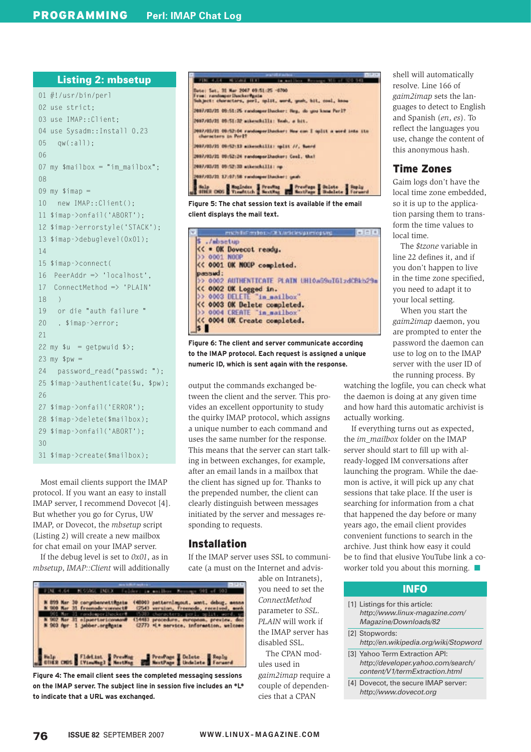## Listing 2: mbsetup

```
01 #!/usr/bin/perl
02 use strict;
03 use IMAP::Client;
04 use Sysadm::Install 0.23
05   qw(:all);
06
07 my $mailbox = "im_mailbox";
08
09 my $imap =
10   new IMAP::Client();
11 $imap->onfail('ABORT');
12 $imap->errorstyle('STACK');
13 $imap->debuglevel(0x01);
14
15 $imap->connect(
16   PeerAddr => 'localhost',
17   ConnectMethod => 'PLAIN'
18   )
19   or die "auth failure "
20   . $imap->error;
21
22 my $u  = getpwuid $>;
23 my $pw =
24   password_read("passwd: ");
25 $imap->authenticate($u, $pw);
26
27 $imap->onfail('ERROR');
28 $imap->delete($mailbox);
29 $imap->onfail('ABORT');
30
31 $imap->create($mailbox);
```

Most email clients support the IMAP protocol. If you want an easy to install IMAP server, I recommend Dovecot [4]. But whether you go for Cyrus, UW IMAP, or Dovecot, the *mbsetup* script (Listing 2) will create a new mailbox for chat email on your IMAP server.

If the debug level is set to *0x01*, as in *mbsetup*, *IMAP::Client* will additionally output the commands exchanged between the client and the server. This provides an excellent opportunity to study the quirky IMAP protocol, which assigns a unique number to each command and uses the same number for the response. This means that the server can start talking in between exchanges, for example, after an email lands in a mailbox that the client has signed up for. Thanks to the prepended number, the client can clearly distinguish between messages initiated by the server and messages responding to requests.

Figure 5: The chat session text is available if the email client displays the mail text.

Figure 6: The client and server communicate according to the IMAP protocol. Each request is assigned a unique numeric ID, which is sent again with the response.

Figure 4: The email client sees the completed messaging sessions on the IMAP server. The subject line in session five includes an *L* to indicate that a URL was exchanged.

## Installation

If the IMAP server uses SSL to communicate (a must on the Internet and advisable on Intranets), you need to set the *ConnectMethod* parameter to *SSL*. *PLAIN* will work if the IMAP server has disabled SSL.

The CPAN modules used in *gaim2imap* require a couple of dependencies that a CPAN shell will automatically resolve. Line 166 of *gaim2imap* sets the languages to detect to English and Spanish (*en*, *es*). To reflect the languages you use, change the content of this anonymous hash.

## Time Zones

Gaim logs don't have the local time zone embedded, so it is up to the application parsing them to transform the time values to local time.

The *$tzone* variable in line 22 defines it, and if you don't happen to live in the time zone specified, you need to adapt it to your local setting.

When you start the *gaim2imap* daemon, you are prompted to enter the password the daemon can use to log on to the IMAP server with the user ID of the running process. By watching the logfile, you can check what the daemon is doing at any given time and how hard this automatic archivist is actually working.

If everything turns out as expected, the *im_mailbox* folder on the IMAP server should start to fill up with already-logged IM conversations after launching the program. While the daemon is active, it will pick up any chat sessions that take place. If the user is searching for information from a chat that happened the day before or many years ago, the email client provides convenient functions to search in the archive. Just think how easy it could be to find that elusive YouTube link a coworker told you about this morning. ■

## INFO

[1] Listings for this article: *http://www.linux-magazine.com/Magazine/Downloads/82*

[2] Stopwords: *http://en.wikipedia.org/wiki/Stopword*

[3] Yahoo Term Extraction API: *http://developer.yahoo.com/search/content/V1/termExtraction.html*

[4] Dovecot, the secure IMAP server: *http://www.dovecot.org*